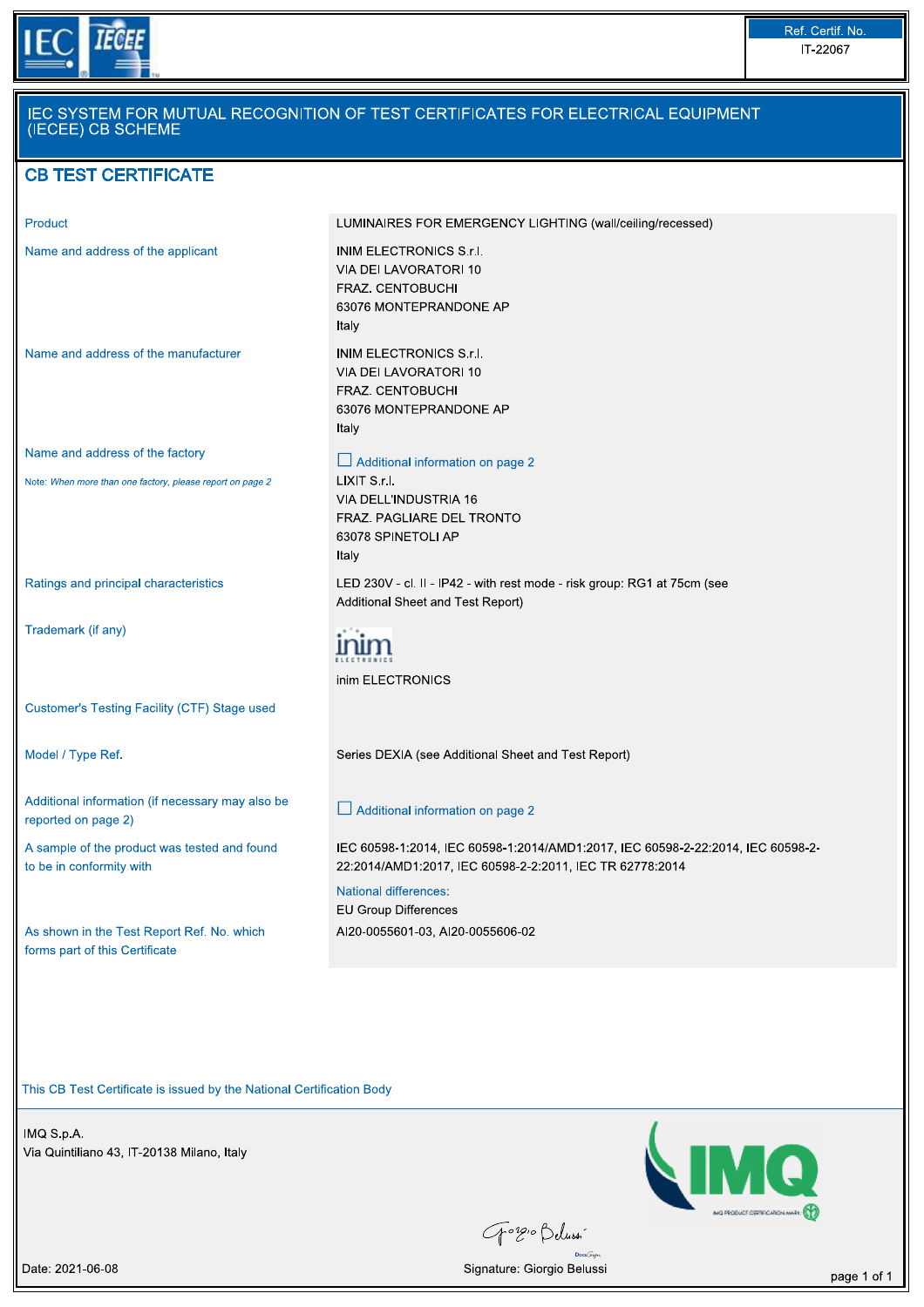Ref. Certif. No.
IT-22067

# IEC SYSTEM FOR MUTUAL RECOGNITION OF TEST CERTIFICATES FOR ELECTRICAL EQUIPMENT (IECEE) CB SCHEME

## CB TEST CERTIFICATE

| | |
|---|---|
| Product | LUMINAIRES FOR EMERGENCY LIGHTING (wall/ceiling/recessed) |
| Name and address of the applicant | INIM ELECTRONICS S.r.l.<br>VIA DEI LAVORATORI 10<br>FRAZ. CENTOBUCHI<br>63076 MONTEPRANDONE AP<br>Italy |
| Name and address of the manufacturer | INIM ELECTRONICS S.r.l.<br>VIA DEI LAVORATORI 10<br>FRAZ. CENTOBUCHI<br>63076 MONTEPRANDONE AP<br>Italy |
| Name and address of the factory<br>Note: *When more than one factory, please report on page 2* | ☐ Additional information on page 2<br>LIXIT S.r.l.<br>VIA DELL'INDUSTRIA 16<br>FRAZ. PAGLIARE DEL TRONTO<br>63078 SPINETOLI AP<br>Italy |
| Ratings and principal characteristics | LED 230V - cl. II - IP42 - with rest mode - risk group: RG1 at 75cm (see Additional Sheet and Test Report) |
| Trademark (if any) | inim ELECTRONICS |
| Customer's Testing Facility (CTF) Stage used | |
| Model / Type Ref. | Series DEXIA (see Additional Sheet and Test Report) |
| Additional information (if necessary may also be reported on page 2) | ☐ Additional information on page 2 |
| A sample of the product was tested and found to be in conformity with | IEC 60598-1:2014, IEC 60598-1:2014/AMD1:2017, IEC 60598-2-22:2014, IEC 60598-2-22:2014/AMD1:2017, IEC 60598-2-2:2011, IEC TR 62778:2014<br>National differences:<br>EU Group Differences |
| As shown in the Test Report Ref. No. which forms part of this Certificate | AI20-0055601-03, AI20-0055606-02 |

This CB Test Certificate is issued by the National Certification Body

IMQ S.p.A.
Via Quintiliano 43, IT-20138 Milano, Italy

Date: 2021-06-08

Signature: Giorgio Belussi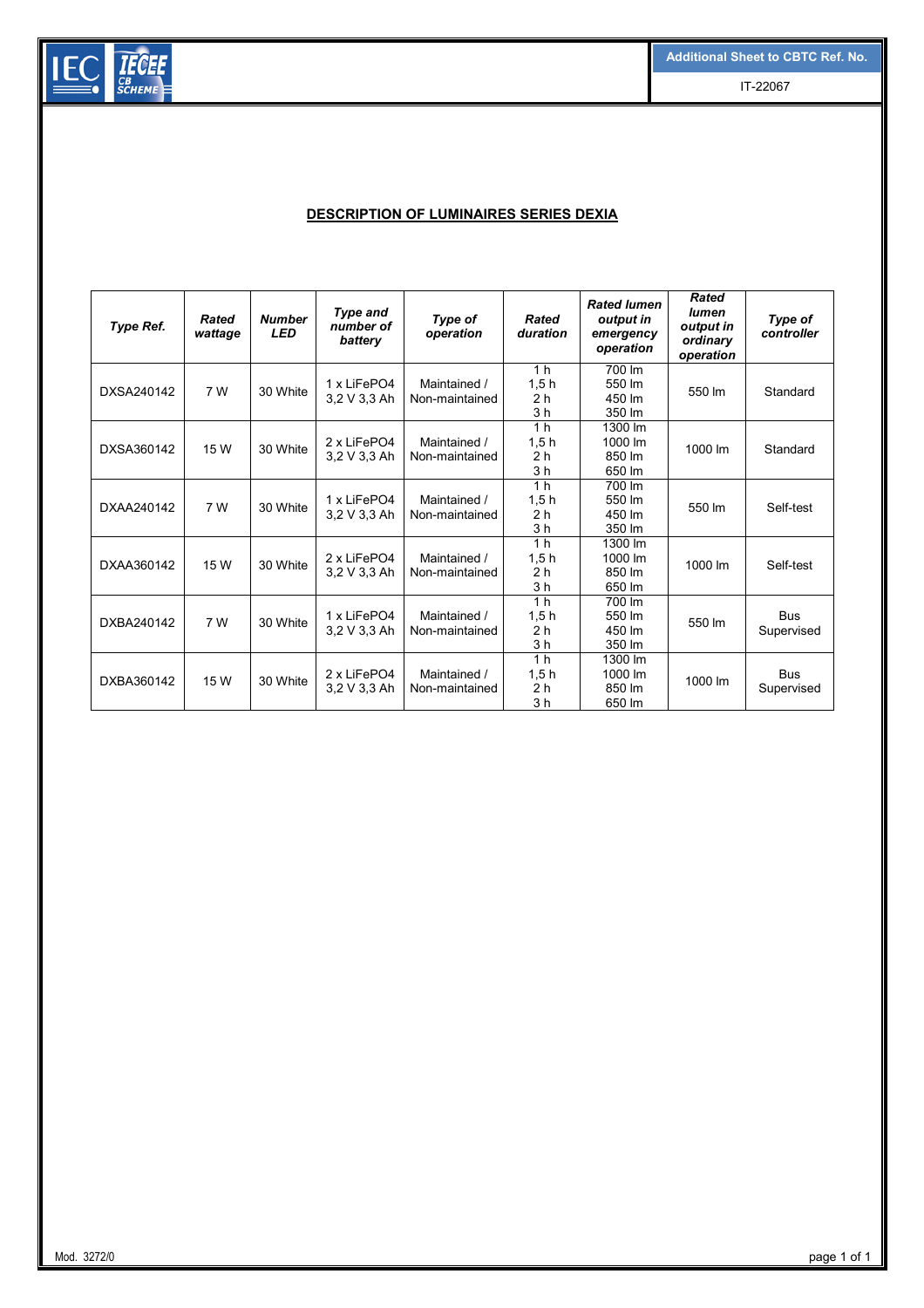| Additional Sheet to CBTC Ref. No. |
|---|
| IT-22067 |

## DESCRIPTION OF LUMINAIRES SERIES DEXIA

| Type Ref. | Rated wattage | Number LED | Type and number of battery | Type of operation | Rated duration | Rated lumen output in emergency operation | Rated lumen output in ordinary operation | Type of controller |
|---|---|---|---|---|---|---|---|---|
| DXSA240142 | 7 W | 30 White | 1 x LiFePO4 3,2 V 3,3 Ah | Maintained / Non-maintained | 1 h<br>1,5 h<br>2 h<br>3 h | 700 lm<br>550 lm<br>450 lm<br>350 lm | 550 lm | Standard |
| DXSA360142 | 15 W | 30 White | 2 x LiFePO4 3,2 V 3,3 Ah | Maintained / Non-maintained | 1 h<br>1,5 h<br>2 h<br>3 h | 1300 lm<br>1000 lm<br>850 lm<br>650 lm | 1000 lm | Standard |
| DXAA240142 | 7 W | 30 White | 1 x LiFePO4 3,2 V 3,3 Ah | Maintained / Non-maintained | 1 h<br>1,5 h<br>2 h<br>3 h | 700 lm<br>550 lm<br>450 lm<br>350 lm | 550 lm | Self-test |
| DXAA360142 | 15 W | 30 White | 2 x LiFePO4 3,2 V 3,3 Ah | Maintained / Non-maintained | 1 h<br>1,5 h<br>2 h<br>3 h | 1300 lm<br>1000 lm<br>850 lm<br>650 lm | 1000 lm | Self-test |
| DXBA240142 | 7 W | 30 White | 1 x LiFePO4 3,2 V 3,3 Ah | Maintained / Non-maintained | 1 h<br>1,5 h<br>2 h<br>3 h | 700 lm<br>550 lm<br>450 lm<br>350 lm | 550 lm | Bus Supervised |
| DXBA360142 | 15 W | 30 White | 2 x LiFePO4 3,2 V 3,3 Ah | Maintained / Non-maintained | 1 h<br>1,5 h<br>2 h<br>3 h | 1300 lm<br>1000 lm<br>850 lm<br>650 lm | 1000 lm | Bus Supervised |

Mod. 3272/0